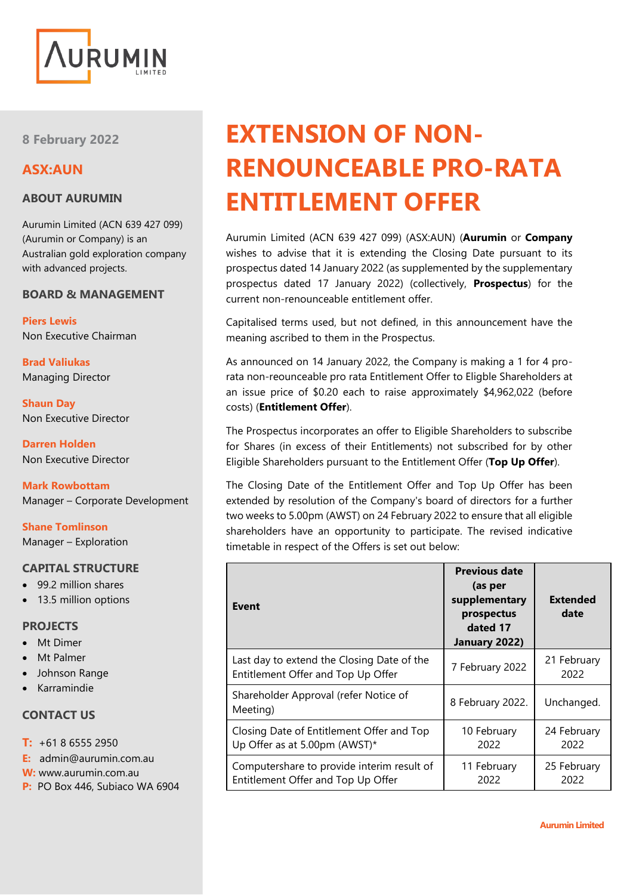# EXTENSION OF NON-RENOUNCEABLE PRO-RATA ENTITLEMENT OFFER

**8 February 2022**

**ASX:AUN**

## ABOUT AURUMIN

Aurumin Limited (ACN 639 427 099) (Aurumin or Company) is an Australian gold exploration company with advanced projects.

## BOARD & MANAGEMENT

**Piers Lewis**
Non Executive Chairman

**Brad Valiukas**
Managing Director

**Shaun Day**
Non Executive Director

**Darren Holden**
Non Executive Director

**Mark Rowbottam**
Manager – Corporate Development

**Shane Tomlinson**
Manager – Exploration

## CAPITAL STRUCTURE

- 99.2 million shares
- 13.5 million options

## PROJECTS

- Mt Dimer
- Mt Palmer
- Johnson Range
- Karramindie

## CONTACT US

**T:** +61 8 6555 2950
**E:** admin@aurumin.com.au
**W:** www.aurumin.com.au
**P:** PO Box 446, Subiaco WA 6904

Aurumin Limited (ACN 639 427 099) (ASX:AUN) (**Aurumin** or **Company**) wishes to advise that it is extending the Closing Date pursuant to its prospectus dated 14 January 2022 (as supplemented by the supplementary prospectus dated 17 January 2022) (collectively, **Prospectus**) for the current non-renounceable entitlement offer.

Capitalised terms used, but not defined, in this announcement have the meaning ascribed to them in the Prospectus.

As announced on 14 January 2022, the Company is making a 1 for 4 pro-rata non-reouncеable pro rata Entitlement Offer to Eligble Shareholders at an issue price of $0.20 each to raise approximately $4,962,022 (before costs) (**Entitlement Offer**).

The Prospectus incorporates an offer to Eligible Shareholders to subscribe for Shares (in excess of their Entitlements) not subscribed for by other Eligible Shareholders pursuant to the Entitlement Offer (**Top Up Offer**).

The Closing Date of the Entitlement Offer and Top Up Offer has been extended by resolution of the Company's board of directors for a further two weeks to 5.00pm (AWST) on 24 February 2022 to ensure that all eligible shareholders have an opportunity to participate. The revised indicative timetable in respect of the Offers is set out below:

| Event | Previous date (as per supplementary prospectus dated 17 January 2022) | Extended date |
|---|---|---|
| Last day to extend the Closing Date of the Entitlement Offer and Top Up Offer | 7 February 2022 | 21 February 2022 |
| Shareholder Approval (refer Notice of Meeting) | 8 February 2022. | Unchanged. |
| Closing Date of Entitlement Offer and Top Up Offer as at 5.00pm (AWST)* | 10 February 2022 | 24 February 2022 |
| Computershare to provide interim result of Entitlement Offer and Top Up Offer | 11 February 2022 | 25 February 2022 |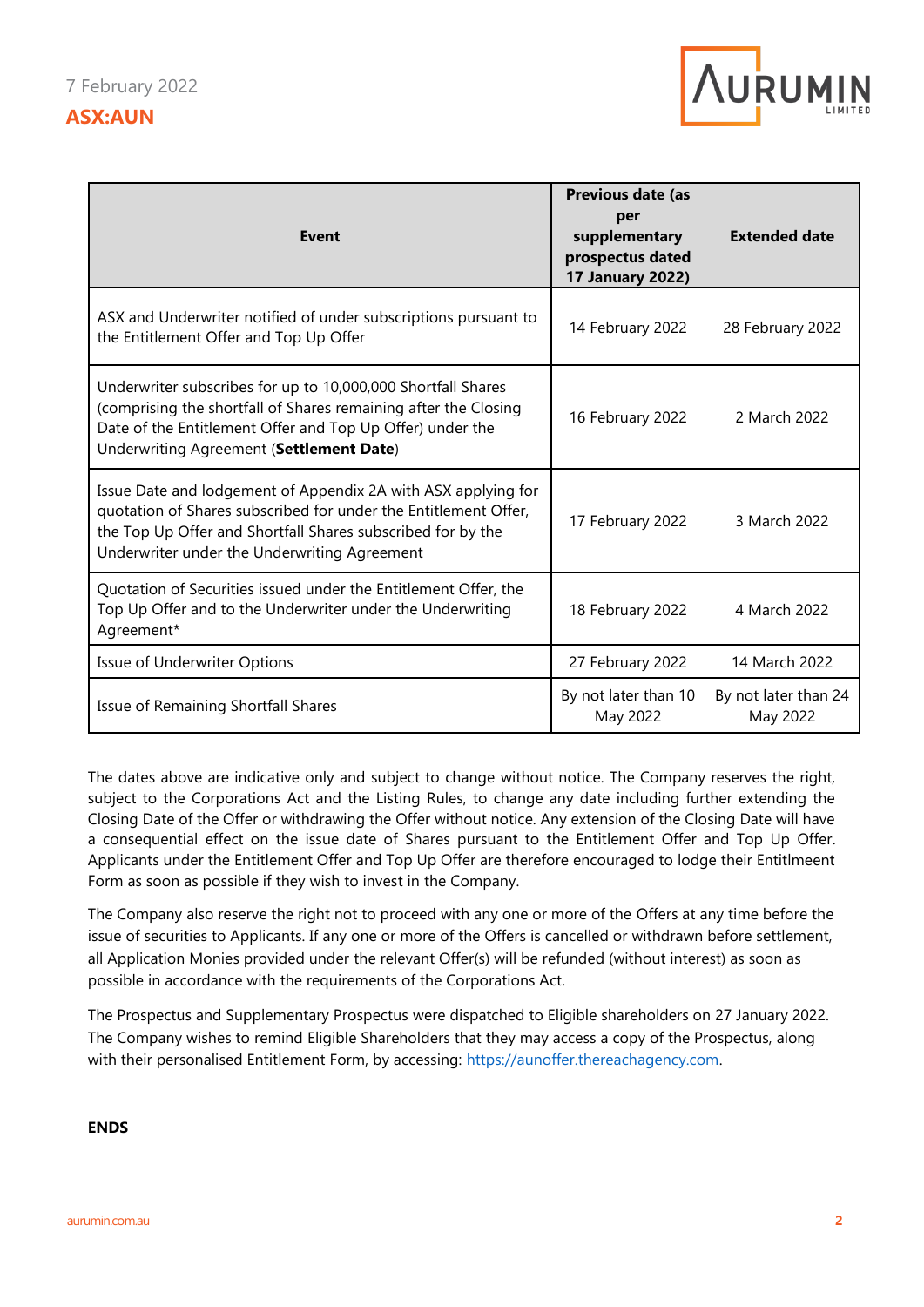| Event | Previous date (as per supplementary prospectus dated 17 January 2022) | Extended date |
|---|---|---|
| ASX and Underwriter notified of under subscriptions pursuant to the Entitlement Offer and Top Up Offer | 14 February 2022 | 28 February 2022 |
| Underwriter subscribes for up to 10,000,000 Shortfall Shares (comprising the shortfall of Shares remaining after the Closing Date of the Entitlement Offer and Top Up Offer) under the Underwriting Agreement (**Settlement Date**) | 16 February 2022 | 2 March 2022 |
| Issue Date and lodgement of Appendix 2A with ASX applying for quotation of Shares subscribed for under the Entitlement Offer, the Top Up Offer and Shortfall Shares subscribed for by the Underwriter under the Underwriting Agreement | 17 February 2022 | 3 March 2022 |
| Quotation of Securities issued under the Entitlement Offer, the Top Up Offer and to the Underwriter under the Underwriting Agreement* | 18 February 2022 | 4 March 2022 |
| Issue of Underwriter Options | 27 February 2022 | 14 March 2022 |
| Issue of Remaining Shortfall Shares | By not later than 10 May 2022 | By not later than 24 May 2022 |

The dates above are indicative only and subject to change without notice. The Company reserves the right, subject to the Corporations Act and the Listing Rules, to change any date including further extending the Closing Date of the Offer or withdrawing the Offer without notice. Any extension of the Closing Date will have a consequential effect on the issue date of Shares pursuant to the Entitlement Offer and Top Up Offer. Applicants under the Entitlement Offer and Top Up Offer are therefore encouraged to lodge their Entitlmeent Form as soon as possible if they wish to invest in the Company.

The Company also reserve the right not to proceed with any one or more of the Offers at any time before the issue of securities to Applicants. If any one or more of the Offers is cancelled or withdrawn before settlement, all Application Monies provided under the relevant Offer(s) will be refunded (without interest) as soon as possible in accordance with the requirements of the Corporations Act.

The Prospectus and Supplementary Prospectus were dispatched to Eligible shareholders on 27 January 2022. The Company wishes to remind Eligible Shareholders that they may access a copy of the Prospectus, along with their personalised Entitlement Form, by accessing: https://aunoffer.thereachagency.com.

**ENDS**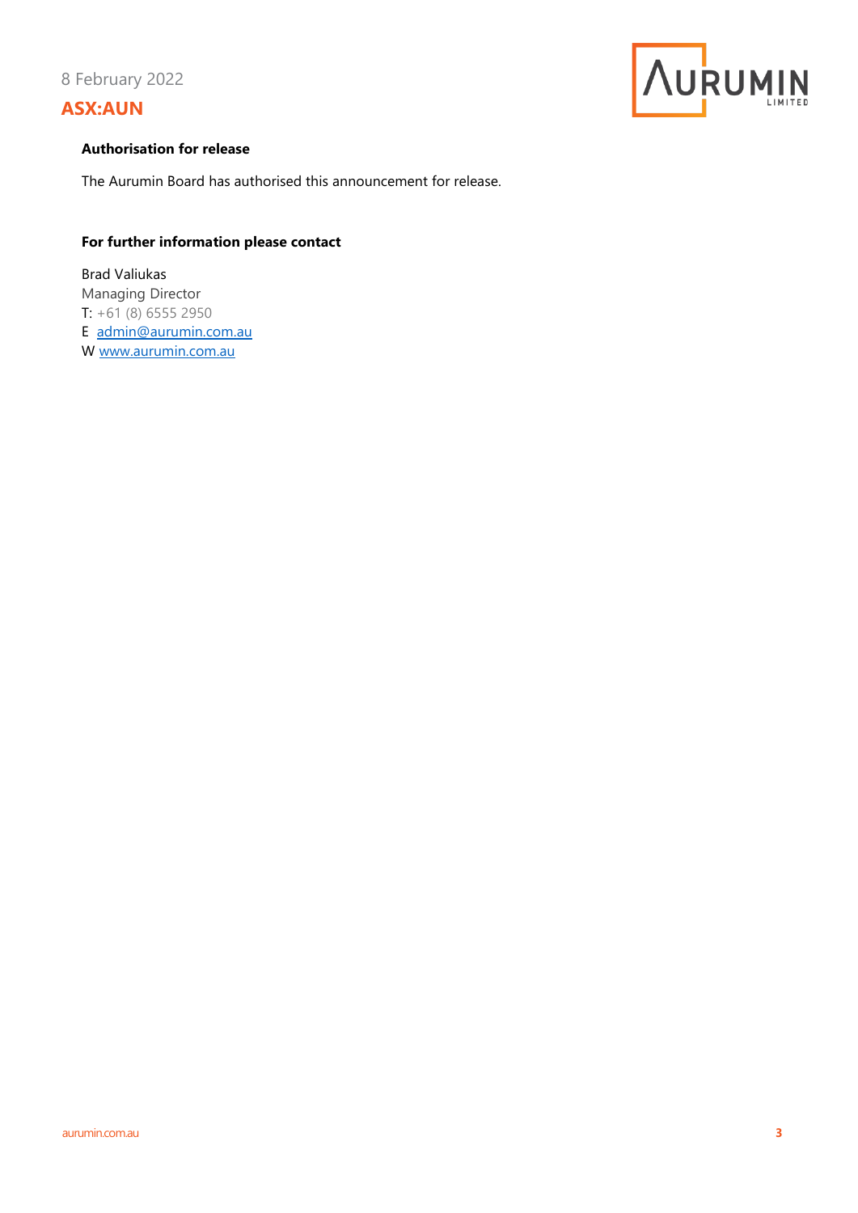**Authorisation for release**

The Aurumin Board has authorised this announcement for release.

**For further information please contact**

Brad Valiukas
Managing Director
T: +61 (8) 6555 2950
E admin@aurumin.com.au
W www.aurumin.com.au